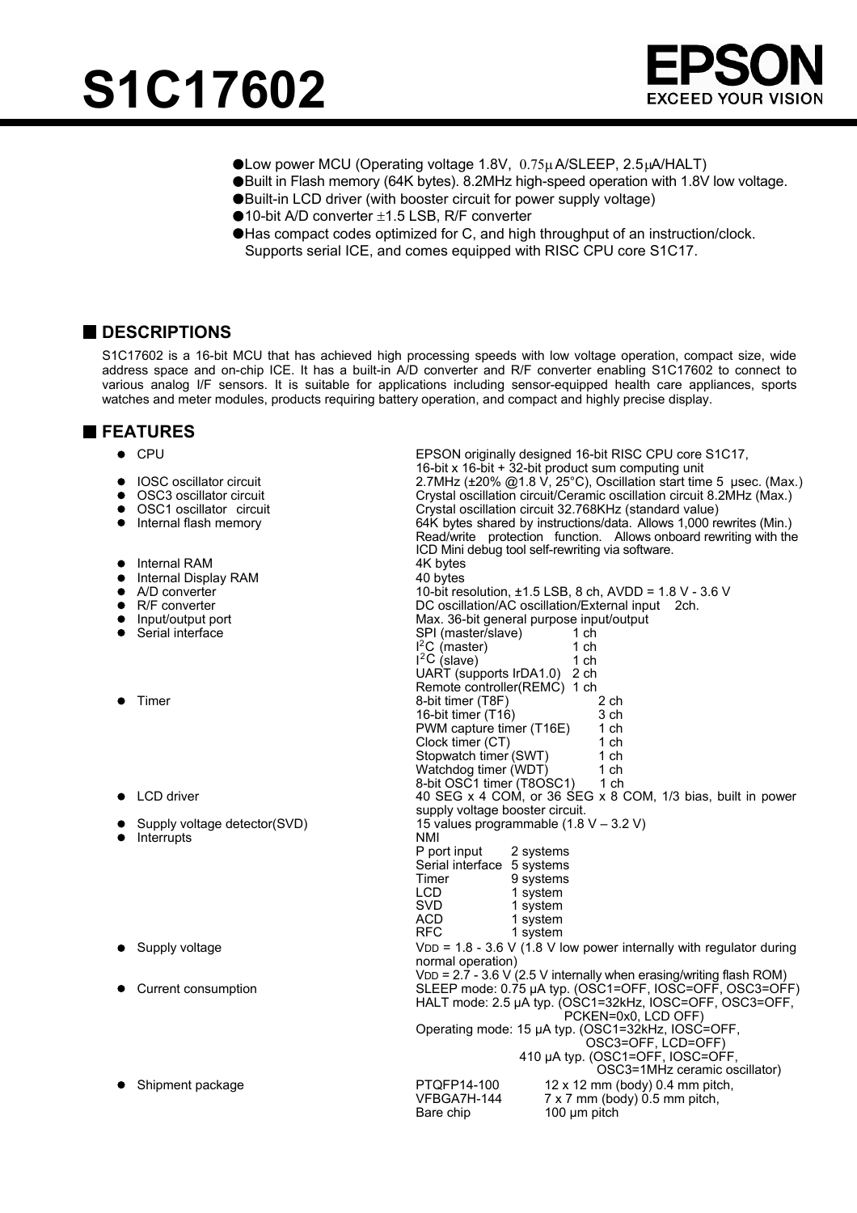# S1C17602

EPSON
EXCEED YOUR VISION

- Low power MCU (Operating voltage 1.8V, 0.75μA/SLEEP, 2.5μA/HALT)
- Built in Flash memory (64K bytes). 8.2MHz high-speed operation with 1.8V low voltage.
- Built-in LCD driver (with booster circuit for power supply voltage)
- 10-bit A/D converter ±1.5 LSB, R/F converter
- Has compact codes optimized for C, and high throughput of an instruction/clock. Supports serial ICE, and comes equipped with RISC CPU core S1C17.

## DESCRIPTIONS

S1C17602 is a 16-bit MCU that has achieved high processing speeds with low voltage operation, compact size, wide address space and on-chip ICE. It has a built-in A/D converter and R/F converter enabling S1C17602 to connect to various analog I/F sensors. It is suitable for applications including sensor-equipped health care appliances, sports watches and meter modules, products requiring battery operation, and compact and highly precise display.

## FEATURES

- **CPU**: EPSON originally designed 16-bit RISC CPU core S1C17, 16-bit x 16-bit + 32-bit product sum computing unit
- **IOSC oscillator circuit**: 2.7MHz (±20% @1.8 V, 25°C), Oscillation start time 5 μsec. (Max.)
- **OSC3 oscillator circuit**: Crystal oscillation circuit/Ceramic oscillation circuit 8.2MHz (Max.)
- **OSC1 oscillator circuit**: Crystal oscillation circuit 32.768KHz (standard value)
- **Internal flash memory**: 64K bytes shared by instructions/data. Allows 1,000 rewrites (Min.) Read/write protection function. Allows onboard rewriting with the ICD Mini debug tool self-rewriting via software.
- **Internal RAM**: 4K bytes
- **Internal Display RAM**: 40 bytes
- **A/D converter**: 10-bit resolution, ±1.5 LSB, 8 ch, AVDD = 1.8 V - 3.6 V
- **R/F converter**: DC oscillation/AC oscillation/External input 2ch.
- **Input/output port**: Max. 36-bit general purpose input/output
- **Serial interface**:
  - SPI (master/slave) 1 ch
  - $I^2C$ (master) 1 ch
  - $I^2C$ (slave) 1 ch
  - UART (supports IrDA1.0) 2 ch
  - Remote controller(REMC) 1 ch
- **Timer**:
  - 8-bit timer (T8F) 2 ch
  - 16-bit timer (T16) 3 ch
  - PWM capture timer (T16E) 1 ch
  - Clock timer (CT) 1 ch
  - Stopwatch timer (SWT) 1 ch
  - Watchdog timer (WDT) 1 ch
  - 8-bit OSC1 timer (T8OSC1) 1 ch
- **LCD driver**: 40 SEG x 4 COM, or 36 SEG x 8 COM, 1/3 bias, built in power supply voltage booster circuit.
- **Supply voltage detector(SVD)**: 15 values programmable (1.8 V – 3.2 V)
- **Interrupts**:
  - NMI
  - P port input 2 systems
  - Serial interface 5 systems
  - Timer 9 systems
  - LCD 1 system
  - SVD 1 system
  - ACD 1 system
  - RFC 1 system
- **Supply voltage**: $V_{DD}$ = 1.8 - 3.6 V (1.8 V low power internally with regulator during normal operation)
  $V_{DD}$ = 2.7 - 3.6 V (2.5 V internally when erasing/writing flash ROM)
- **Current consumption**:
  - SLEEP mode: 0.75 μA typ. (OSC1=OFF, IOSC=OFF, OSC3=OFF)
  - HALT mode: 2.5 μA typ. (OSC1=32kHz, IOSC=OFF, OSC3=OFF, PCKEN=0x0, LCD OFF)
  - Operating mode: 15 μA typ. (OSC1=32kHz, IOSC=OFF, OSC3=OFF, LCD=OFF)
    410 μA typ. (OSC1=OFF, IOSC=OFF, OSC3=1MHz ceramic oscillator)
- **Shipment package**:
  - PTQFP14-100 12 x 12 mm (body) 0.4 mm pitch,
  - VFBGA7H-144 7 x 7 mm (body) 0.5 mm pitch,
  - Bare chip 100 μm pitch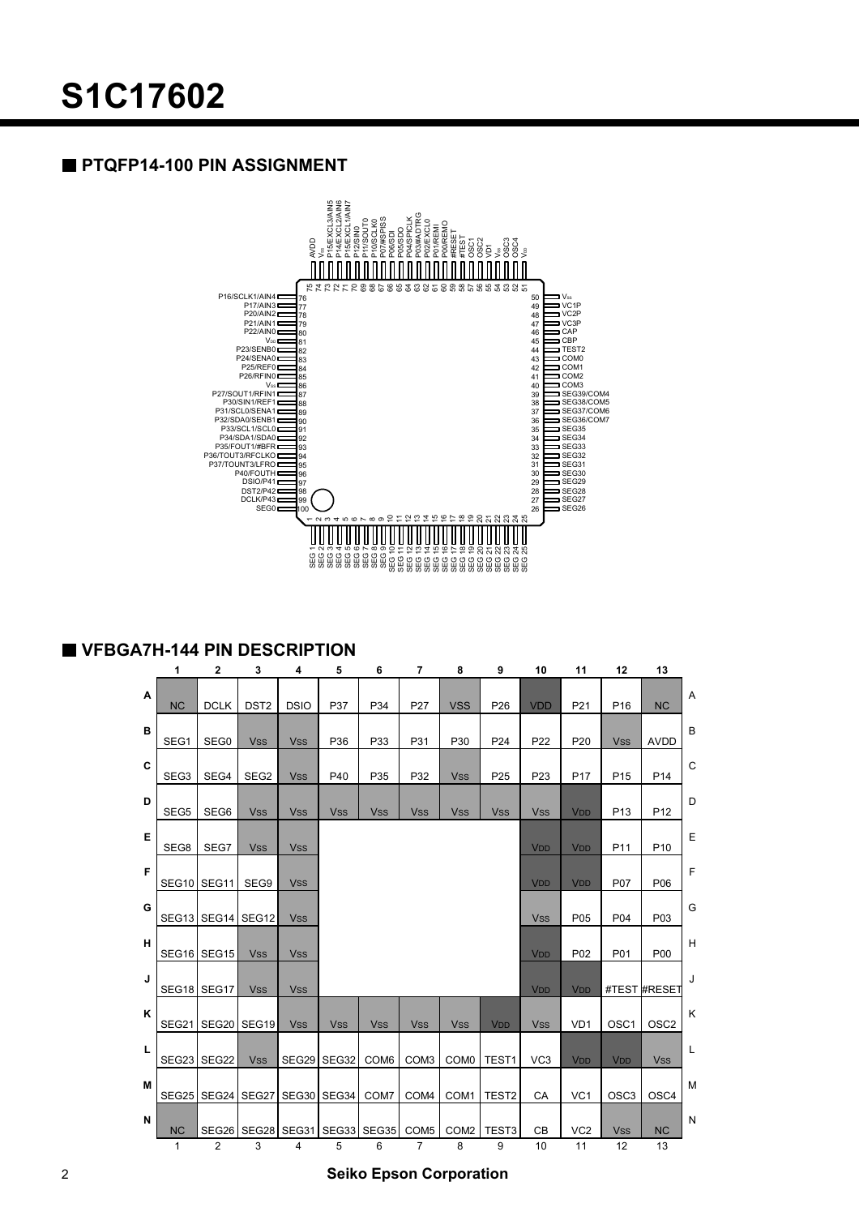## ■ PTQFP14-100 PIN ASSIGNMENT

| Pin | Name | Pin | Name | Pin | Name | Pin | Name |
|---|---|---|---|---|---|---|---|
| 1 | SEG 1 | 26 | SEG26 | 51 | VDD | 76 | P16/SCLK1/AIN4 |
| 2 | SEG 2 | 27 | SEG27 | 52 | OSC4 | 77 | P17/AIN3 |
| 3 | SEG 3 | 28 | SEG28 | 53 | OSC3 | 78 | P20/AIN2 |
| 4 | SEG 4 | 29 | SEG29 | 54 | VSS | 79 | P21/AIN1 |
| 5 | SEG 5 | 30 | SEG30 | 55 | VD1 | 80 | P22/AIN0 |
| 6 | SEG 6 | 31 | SEG31 | 56 | OSC2 | 81 | VDD |
| 7 | SEG 7 | 32 | SEG32 | 57 | OSC1 | 82 | P23/SENB0 |
| 8 | SEG 8 | 33 | SEG33 | 58 | #TEST | 83 | P24/SENA0 |
| 9 | SEG 9 | 34 | SEG34 | 59 | #RESET | 84 | P25/REF0 |
| 10 | SEG 10 | 35 | SEG35 | 60 | P00/REMO | 85 | P26/RFIN0 |
| 11 | SEG 11 | 36 | SEG36/COM7 | 61 | P01/REMI | 86 | VSS |
| 12 | SEG 12 | 37 | SEG37/COM6 | 62 | P02/EXCL0 | 87 | P27/SOUT1/RFIN1 |
| 13 | SEG 13 | 38 | SEG38/COM5 | 63 | P03/#ADTRG | 88 | P30/SIN1/REF1 |
| 14 | SEG 14 | 39 | SEG39/COM4 | 64 | P04/SPICLK | 89 | P31/SCL0/SENA1 |
| 15 | SEG 15 | 40 | COM3 | 65 | P05/SDO | 90 | P32/SDA0/SENB1 |
| 16 | SEG 16 | 41 | COM2 | 66 | P06/SDI | 91 | P33/SCL1/SCL0 |
| 17 | SEG 17 | 42 | COM1 | 67 | P07/#SPISS | 92 | P34/SDA1/SDA0 |
| 18 | SEG 18 | 43 | COM0 | 68 | P10/SCLK0 | 93 | P35/FOUT1/#BFR |
| 19 | SEG 19 | 44 | TEST2 | 69 | P11/SOUT0 | 94 | P36/TOUT3/RFCLKO |
| 20 | SEG 20 | 45 | CBP | 70 | P12/SIN0 | 95 | P37/TOUNT3/LFRO |
| 21 | SEG 21 | 46 | CAP | 71 | P15/EXCL1/AIN7 | 96 | P40/FOUTH |
| 22 | SEG 22 | 47 | VC3P | 72 | P14/EXCL2/AIN6 | 97 | DSIO/P41 |
| 23 | SEG 23 | 48 | VC2P | 73 | P15/EXCL3/AIN5 | 98 | DST2/P42 |
| 24 | SEG 24 | 49 | VC1P | 74 | VSS | 99 | DCLK/P43 |
| 25 | SEG 25 | 50 | VSS | 75 | AVDD | 100 | SEG0 |

## ■ VFBGA7H-144 PIN DESCRIPTION

| | 1 | 2 | 3 | 4 | 5 | 6 | 7 | 8 | 9 | 10 | 11 | 12 | 13 |
|---|---|---|---|---|---|---|---|---|---|---|---|---|---|
| A | NC | DCLK | DST2 | DSIO | P37 | P34 | P27 | VSS | P26 | VDD | P21 | P16 | NC |
| B | SEG1 | SEG0 | Vss | Vss | P36 | P33 | P31 | P30 | P24 | P22 | P20 | Vss | AVDD |
| C | SEG3 | SEG4 | SEG2 | Vss | P40 | P35 | P32 | Vss | P25 | P23 | P17 | P15 | P14 |
| D | SEG5 | SEG6 | Vss | Vss | Vss | Vss | Vss | Vss | Vss | Vss | VDD | P13 | P12 |
| E | SEG8 | SEG7 | Vss | Vss | | | | | | VDD | VDD | P11 | P10 |
| F | SEG10 | SEG11 | SEG9 | Vss | | | | | | VDD | VDD | P07 | P06 |
| G | SEG13 | SEG14 | SEG12 | Vss | | | | | | Vss | P05 | P04 | P03 |
| H | SEG16 | SEG15 | Vss | Vss | | | | | | VDD | P02 | P01 | P00 |
| J | SEG18 | SEG17 | Vss | Vss | | | | | | VDD | VDD | #TEST | #RESET |
| K | SEG21 | SEG20 | SEG19 | Vss | Vss | Vss | Vss | Vss | VDD | Vss | VD1 | OSC1 | OSC2 |
| L | SEG23 | SEG22 | Vss | SEG29 | SEG32 | COM6 | COM3 | COM0 | TEST1 | VC3 | VDD | VDD | Vss |
| M | SEG25 | SEG24 | SEG27 | SEG30 | SEG34 | COM7 | COM4 | COM1 | TEST2 | CA | VC1 | OSC3 | OSC4 |
| N | NC | SEG26 | SEG28 | SEG31 | SEG33 | SEG35 | COM5 | COM2 | TEST3 | CB | VC2 | Vss | NC |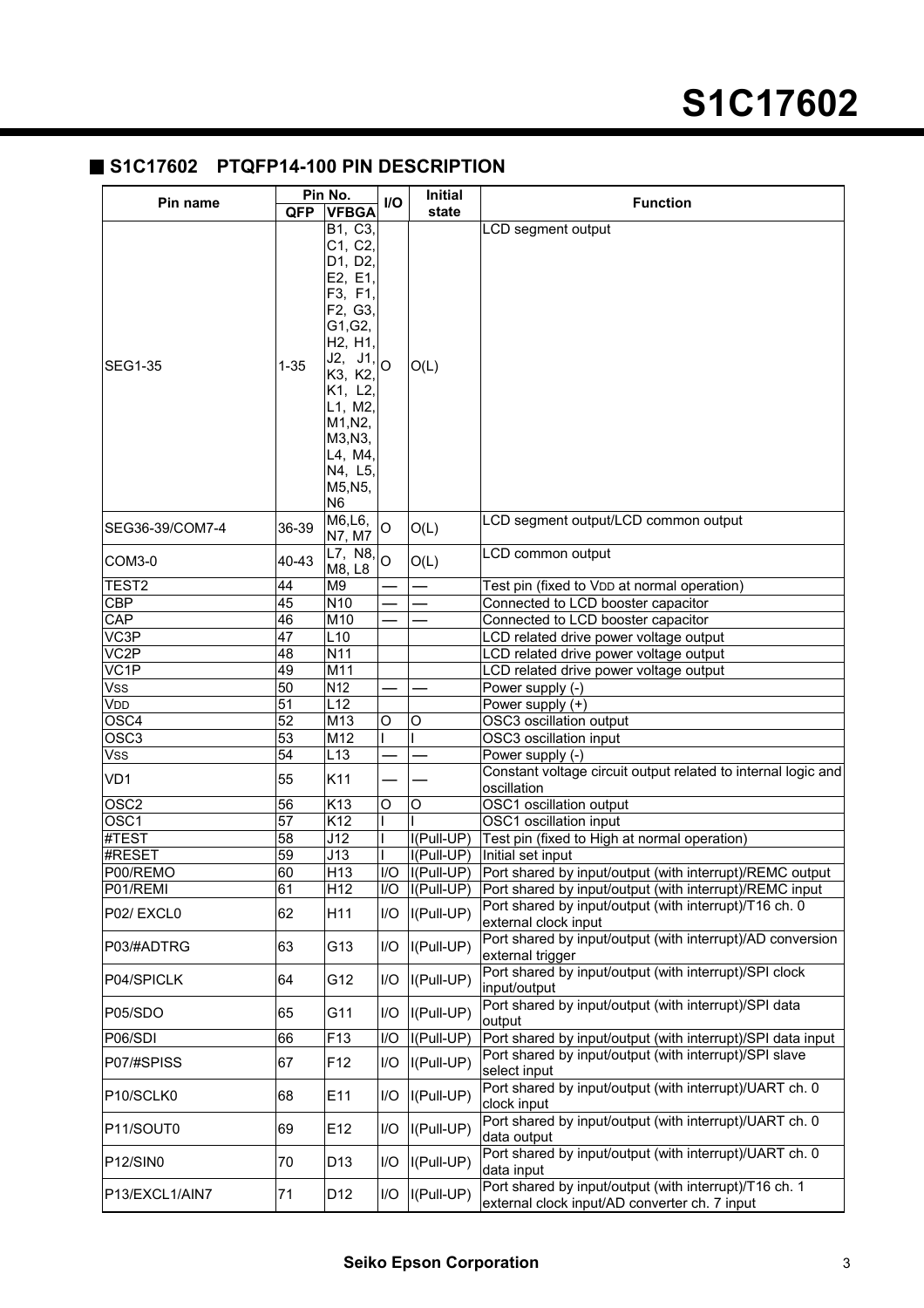## S1C17602 PTQFP14-100 PIN DESCRIPTION

| Pin name | Pin No. | | I/O | Initial state | Function |
|---|---|---|---|---|---|
| | QFP | VFBGA | | | |
| SEG1-35 | 1-35 | B1, C3, C1, C2, D1, D2, E2, E1, F3, F1, F2, G3, G1,G2, H2, H1, J2, J1, K3, K2, K1, L2, L1, M2, M1,N2, M3,N3, L4, M4, N4, L5, M5,N5, N6 | O | O(L) | LCD segment output |
| SEG36-39/COM7-4 | 36-39 | M6,L6, N7, M7 | O | O(L) | LCD segment output/LCD common output |
| COM3-0 | 40-43 | L7, N8, M8, L8 | O | O(L) | LCD common output |
| TEST2 | 44 | M9 | — | — | Test pin (fixed to VDD at normal operation) |
| CBP | 45 | N10 | — | — | Connected to LCD booster capacitor |
| CAP | 46 | M10 | — | — | Connected to LCD booster capacitor |
| VC3P | 47 | L10 | | | LCD related drive power voltage output |
| VC2P | 48 | N11 | | | LCD related drive power voltage output |
| VC1P | 49 | M11 | | | LCD related drive power voltage output |
| VSS | 50 | N12 | — | — | Power supply (-) |
| VDD | 51 | L12 | | | Power supply (+) |
| OSC4 | 52 | M13 | O | O | OSC3 oscillation output |
| OSC3 | 53 | M12 | I | I | OSC3 oscillation input |
| VSS | 54 | L13 | — | — | Power supply (-) |
| VD1 | 55 | K11 | — | — | Constant voltage circuit output related to internal logic and oscillation |
| OSC2 | 56 | K13 | O | O | OSC1 oscillation output |
| OSC1 | 57 | K12 | I | I | OSC1 oscillation input |
| #TEST | 58 | J12 | I | I(Pull-UP) | Test pin (fixed to High at normal operation) |
| #RESET | 59 | J13 | I | I(Pull-UP) | Initial set input |
| P00/REMO | 60 | H13 | I/O | I(Pull-UP) | Port shared by input/output (with interrupt)/REMC output |
| P01/REMI | 61 | H12 | I/O | I(Pull-UP) | Port shared by input/output (with interrupt)/REMC input |
| P02/ EXCL0 | 62 | H11 | I/O | I(Pull-UP) | Port shared by input/output (with interrupt)/T16 ch. 0 external clock input |
| P03/#ADTRG | 63 | G13 | I/O | I(Pull-UP) | Port shared by input/output (with interrupt)/AD conversion external trigger |
| P04/SPICLK | 64 | G12 | I/O | I(Pull-UP) | Port shared by input/output (with interrupt)/SPI clock input/output |
| P05/SDO | 65 | G11 | I/O | I(Pull-UP) | Port shared by input/output (with interrupt)/SPI data output |
| P06/SDI | 66 | F13 | I/O | I(Pull-UP) | Port shared by input/output (with interrupt)/SPI data input |
| P07/#SPISS | 67 | F12 | I/O | I(Pull-UP) | Port shared by input/output (with interrupt)/SPI slave select input |
| P10/SCLK0 | 68 | E11 | I/O | I(Pull-UP) | Port shared by input/output (with interrupt)/UART ch. 0 clock input |
| P11/SOUT0 | 69 | E12 | I/O | I(Pull-UP) | Port shared by input/output (with interrupt)/UART ch. 0 data output |
| P12/SIN0 | 70 | D13 | I/O | I(Pull-UP) | Port shared by input/output (with interrupt)/UART ch. 0 data input |
| P13/EXCL1/AIN7 | 71 | D12 | I/O | I(Pull-UP) | Port shared by input/output (with interrupt)/T16 ch. 1 external clock input/AD converter ch. 7 input |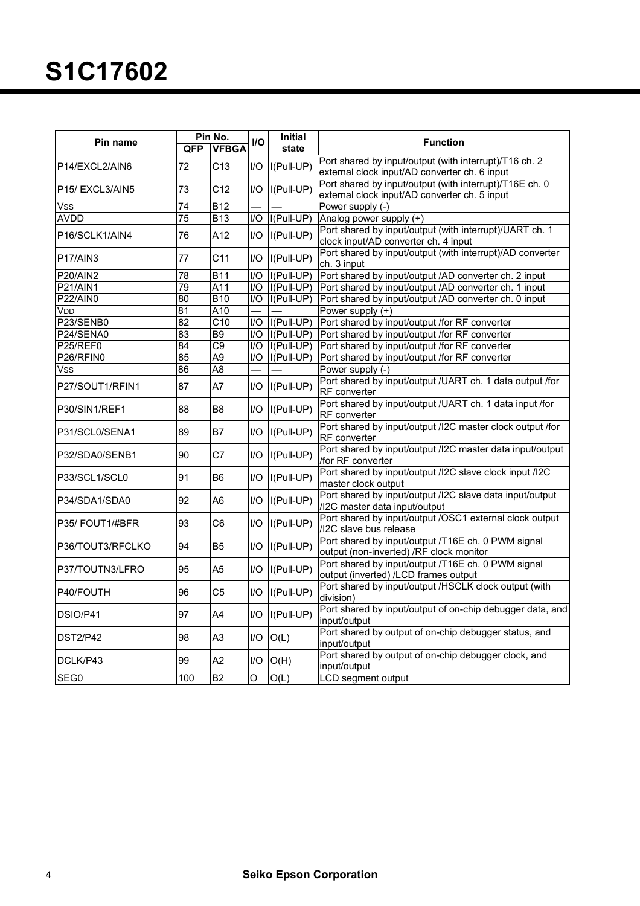# S1C17602

| Pin name | Pin No. | | I/O | Initial state | Function |
|---|---|---|---|---|---|
| | QFP | VFBGA | | | |
| P14/EXCL2/AIN6 | 72 | C13 | I/O | I(Pull-UP) | Port shared by input/output (with interrupt)/T16 ch. 2 external clock input/AD converter ch. 6 input |
| P15/ EXCL3/AIN5 | 73 | C12 | I/O | I(Pull-UP) | Port shared by input/output (with interrupt)/T16E ch. 0 external clock input/AD converter ch. 5 input |
| VSS | 74 | B12 | — | — | Power supply (-) |
| AVDD | 75 | B13 | I/O | I(Pull-UP) | Analog power supply (+) |
| P16/SCLK1/AIN4 | 76 | A12 | I/O | I(Pull-UP) | Port shared by input/output (with interrupt)/UART ch. 1 clock input/AD converter ch. 4 input |
| P17/AIN3 | 77 | C11 | I/O | I(Pull-UP) | Port shared by input/output (with interrupt)/AD converter ch. 3 input |
| P20/AIN2 | 78 | B11 | I/O | I(Pull-UP) | Port shared by input/output /AD converter ch. 2 input |
| P21/AIN1 | 79 | A11 | I/O | I(Pull-UP) | Port shared by input/output /AD converter ch. 1 input |
| P22/AIN0 | 80 | B10 | I/O | I(Pull-UP) | Port shared by input/output /AD converter ch. 0 input |
| VDD | 81 | A10 | — | — | Power supply (+) |
| P23/SENB0 | 82 | C10 | I/O | I(Pull-UP) | Port shared by input/output /for RF converter |
| P24/SENA0 | 83 | B9 | I/O | I(Pull-UP) | Port shared by input/output /for RF converter |
| P25/REF0 | 84 | C9 | I/O | I(Pull-UP) | Port shared by input/output /for RF converter |
| P26/RFIN0 | 85 | A9 | I/O | I(Pull-UP) | Port shared by input/output /for RF converter |
| VSS | 86 | A8 | — | — | Power supply (-) |
| P27/SOUT1/RFIN1 | 87 | A7 | I/O | I(Pull-UP) | Port shared by input/output /UART ch. 1 data output /for RF converter |
| P30/SIN1/REF1 | 88 | B8 | I/O | I(Pull-UP) | Port shared by input/output /UART ch. 1 data input /for RF converter |
| P31/SCL0/SENA1 | 89 | B7 | I/O | I(Pull-UP) | Port shared by input/output /I2C master clock output /for RF converter |
| P32/SDA0/SENB1 | 90 | C7 | I/O | I(Pull-UP) | Port shared by input/output /I2C master data input/output /for RF converter |
| P33/SCL1/SCL0 | 91 | B6 | I/O | I(Pull-UP) | Port shared by input/output /I2C slave clock input /I2C master clock output |
| P34/SDA1/SDA0 | 92 | A6 | I/O | I(Pull-UP) | Port shared by input/output /I2C slave data input/output /I2C master data input/output |
| P35/ FOUT1/#BFR | 93 | C6 | I/O | I(Pull-UP) | Port shared by input/output /OSC1 external clock output /I2C slave bus release |
| P36/TOUT3/RFCLKO | 94 | B5 | I/O | I(Pull-UP) | Port shared by input/output /T16E ch. 0 PWM signal output (non-inverted) /RF clock monitor |
| P37/TOUTN3/LFRO | 95 | A5 | I/O | I(Pull-UP) | Port shared by input/output /T16E ch. 0 PWM signal output (inverted) /LCD frames output |
| P40/FOUTH | 96 | C5 | I/O | I(Pull-UP) | Port shared by input/output /HSCLK clock output (with division) |
| DSIO/P41 | 97 | A4 | I/O | I(Pull-UP) | Port shared by input/output of on-chip debugger data, and input/output |
| DST2/P42 | 98 | A3 | I/O | O(L) | Port shared by output of on-chip debugger status, and input/output |
| DCLK/P43 | 99 | A2 | I/O | O(H) | Port shared by output of on-chip debugger clock, and input/output |
| SEG0 | 100 | B2 | O | O(L) | LCD segment output |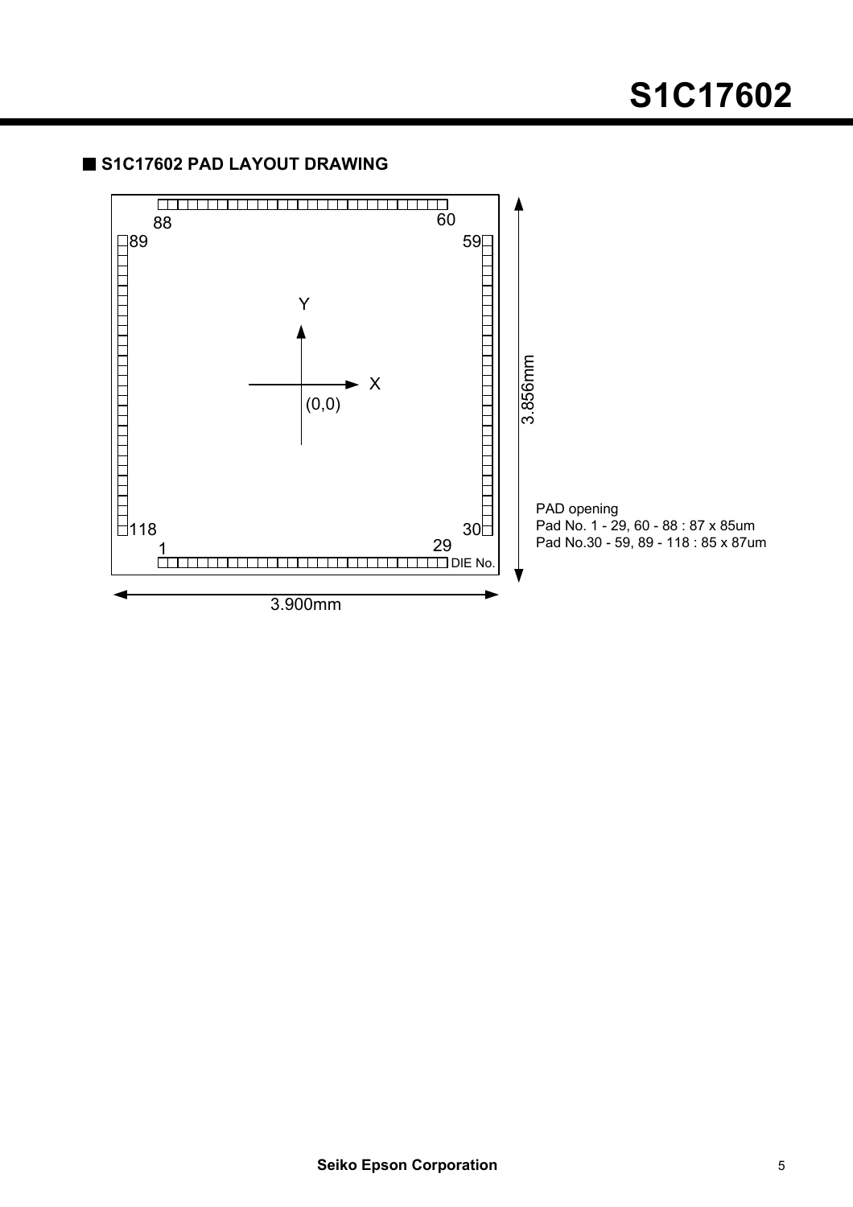## S1C17602 PAD LAYOUT DRAWING

88 60

89 59

Y

X

(0,0)

3.856mm

118 30

1 29

DIE No.

3.900mm

PAD opening
Pad No. 1 - 29, 60 - 88 : 87 x 85um
Pad No.30 - 59, 89 - 118 : 85 x 87um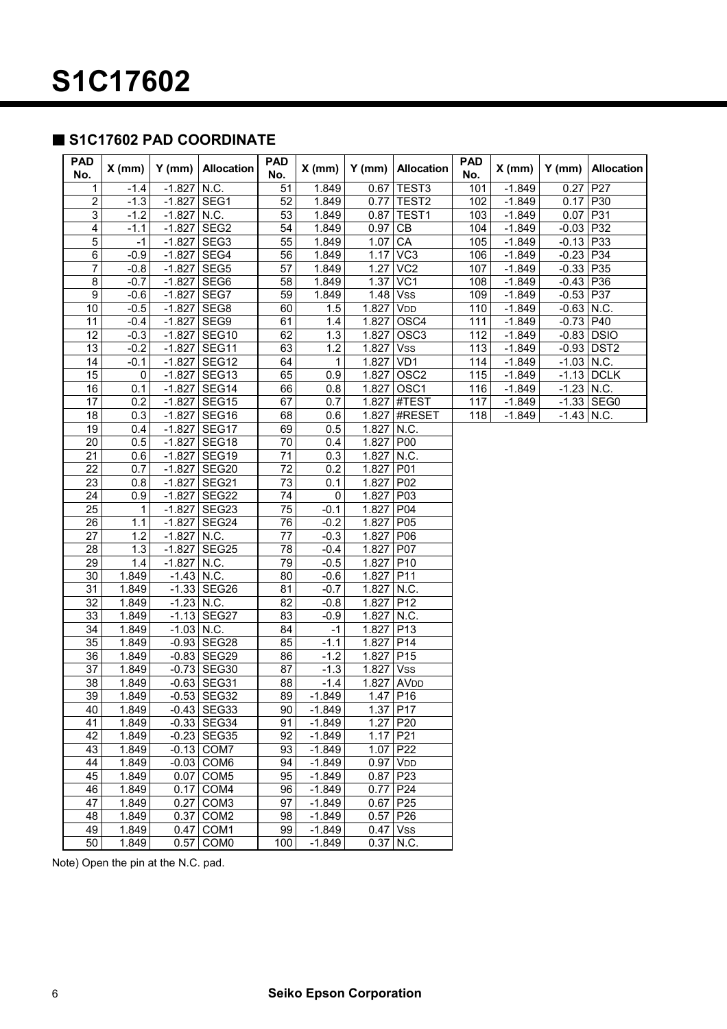# S1C17602

## ■ S1C17602 PAD COORDINATE

| PAD No. | X (mm) | Y (mm) | Allocation | PAD No. | X (mm) | Y (mm) | Allocation | PAD No. | X (mm) | Y (mm) | Allocation |
|---|---|---|---|---|---|---|---|---|---|---|---|
| 1 | -1.4 | -1.827 | N.C. | 51 | 1.849 | 0.67 | TEST3 | 101 | -1.849 | 0.27 | P27 |
| 2 | -1.3 | -1.827 | SEG1 | 52 | 1.849 | 0.77 | TEST2 | 102 | -1.849 | 0.17 | P30 |
| 3 | -1.2 | -1.827 | N.C. | 53 | 1.849 | 0.87 | TEST1 | 103 | -1.849 | 0.07 | P31 |
| 4 | -1.1 | -1.827 | SEG2 | 54 | 1.849 | 0.97 | CB | 104 | -1.849 | -0.03 | P32 |
| 5 | -1 | -1.827 | SEG3 | 55 | 1.849 | 1.07 | CA | 105 | -1.849 | -0.13 | P33 |
| 6 | -0.9 | -1.827 | SEG4 | 56 | 1.849 | 1.17 | VC3 | 106 | -1.849 | -0.23 | P34 |
| 7 | -0.8 | -1.827 | SEG5 | 57 | 1.849 | 1.27 | VC2 | 107 | -1.849 | -0.33 | P35 |
| 8 | -0.7 | -1.827 | SEG6 | 58 | 1.849 | 1.37 | VC1 | 108 | -1.849 | -0.43 | P36 |
| 9 | -0.6 | -1.827 | SEG7 | 59 | 1.849 | 1.48 | VSS | 109 | -1.849 | -0.53 | P37 |
| 10 | -0.5 | -1.827 | SEG8 | 60 | 1.5 | 1.827 | VDD | 110 | -1.849 | -0.63 | N.C. |
| 11 | -0.4 | -1.827 | SEG9 | 61 | 1.4 | 1.827 | OSC4 | 111 | -1.849 | -0.73 | P40 |
| 12 | -0.3 | -1.827 | SEG10 | 62 | 1.3 | 1.827 | OSC3 | 112 | -1.849 | -0.83 | DSIO |
| 13 | -0.2 | -1.827 | SEG11 | 63 | 1.2 | 1.827 | VSS | 113 | -1.849 | -0.93 | DST2 |
| 14 | -0.1 | -1.827 | SEG12 | 64 | 1 | 1.827 | VD1 | 114 | -1.849 | -1.03 | N.C. |
| 15 | 0 | -1.827 | SEG13 | 65 | 0.9 | 1.827 | OSC2 | 115 | -1.849 | -1.13 | DCLK |
| 16 | 0.1 | -1.827 | SEG14 | 66 | 0.8 | 1.827 | OSC1 | 116 | -1.849 | -1.23 | N.C. |
| 17 | 0.2 | -1.827 | SEG15 | 67 | 0.7 | 1.827 | #TEST | 117 | -1.849 | -1.33 | SEG0 |
| 18 | 0.3 | -1.827 | SEG16 | 68 | 0.6 | 1.827 | #RESET | 118 | -1.849 | -1.43 | N.C. |
| 19 | 0.4 | -1.827 | SEG17 | 69 | 0.5 | 1.827 | N.C. | | | | |
| 20 | 0.5 | -1.827 | SEG18 | 70 | 0.4 | 1.827 | P00 | | | | |
| 21 | 0.6 | -1.827 | SEG19 | 71 | 0.3 | 1.827 | N.C. | | | | |
| 22 | 0.7 | -1.827 | SEG20 | 72 | 0.2 | 1.827 | P01 | | | | |
| 23 | 0.8 | -1.827 | SEG21 | 73 | 0.1 | 1.827 | P02 | | | | |
| 24 | 0.9 | -1.827 | SEG22 | 74 | 0 | 1.827 | P03 | | | | |
| 25 | 1 | -1.827 | SEG23 | 75 | -0.1 | 1.827 | P04 | | | | |
| 26 | 1.1 | -1.827 | SEG24 | 76 | -0.2 | 1.827 | P05 | | | | |
| 27 | 1.2 | -1.827 | N.C. | 77 | -0.3 | 1.827 | P06 | | | | |
| 28 | 1.3 | -1.827 | SEG25 | 78 | -0.4 | 1.827 | P07 | | | | |
| 29 | 1.4 | -1.827 | N.C. | 79 | -0.5 | 1.827 | P10 | | | | |
| 30 | 1.849 | -1.43 | N.C. | 80 | -0.6 | 1.827 | P11 | | | | |
| 31 | 1.849 | -1.33 | SEG26 | 81 | -0.7 | 1.827 | N.C. | | | | |
| 32 | 1.849 | -1.23 | N.C. | 82 | -0.8 | 1.827 | P12 | | | | |
| 33 | 1.849 | -1.13 | SEG27 | 83 | -0.9 | 1.827 | N.C. | | | | |
| 34 | 1.849 | -1.03 | N.C. | 84 | -1 | 1.827 | P13 | | | | |
| 35 | 1.849 | -0.93 | SEG28 | 85 | -1.1 | 1.827 | P14 | | | | |
| 36 | 1.849 | -0.83 | SEG29 | 86 | -1.2 | 1.827 | P15 | | | | |
| 37 | 1.849 | -0.73 | SEG30 | 87 | -1.3 | 1.827 | VSS | | | | |
| 38 | 1.849 | -0.63 | SEG31 | 88 | -1.4 | 1.827 | AVDD | | | | |
| 39 | 1.849 | -0.53 | SEG32 | 89 | -1.849 | 1.47 | P16 | | | | |
| 40 | 1.849 | -0.43 | SEG33 | 90 | -1.849 | 1.37 | P17 | | | | |
| 41 | 1.849 | -0.33 | SEG34 | 91 | -1.849 | 1.27 | P20 | | | | |
| 42 | 1.849 | -0.23 | SEG35 | 92 | -1.849 | 1.17 | P21 | | | | |
| 43 | 1.849 | -0.13 | COM7 | 93 | -1.849 | 1.07 | P22 | | | | |
| 44 | 1.849 | -0.03 | COM6 | 94 | -1.849 | 0.97 | VDD | | | | |
| 45 | 1.849 | 0.07 | COM5 | 95 | -1.849 | 0.87 | P23 | | | | |
| 46 | 1.849 | 0.17 | COM4 | 96 | -1.849 | 0.77 | P24 | | | | |
| 47 | 1.849 | 0.27 | COM3 | 97 | -1.849 | 0.67 | P25 | | | | |
| 48 | 1.849 | 0.37 | COM2 | 98 | -1.849 | 0.57 | P26 | | | | |
| 49 | 1.849 | 0.47 | COM1 | 99 | -1.849 | 0.47 | VSS | | | | |
| 50 | 1.849 | 0.57 | COM0 | 100 | -1.849 | 0.37 | N.C. | | | | |

Note) Open the pin at the N.C. pad.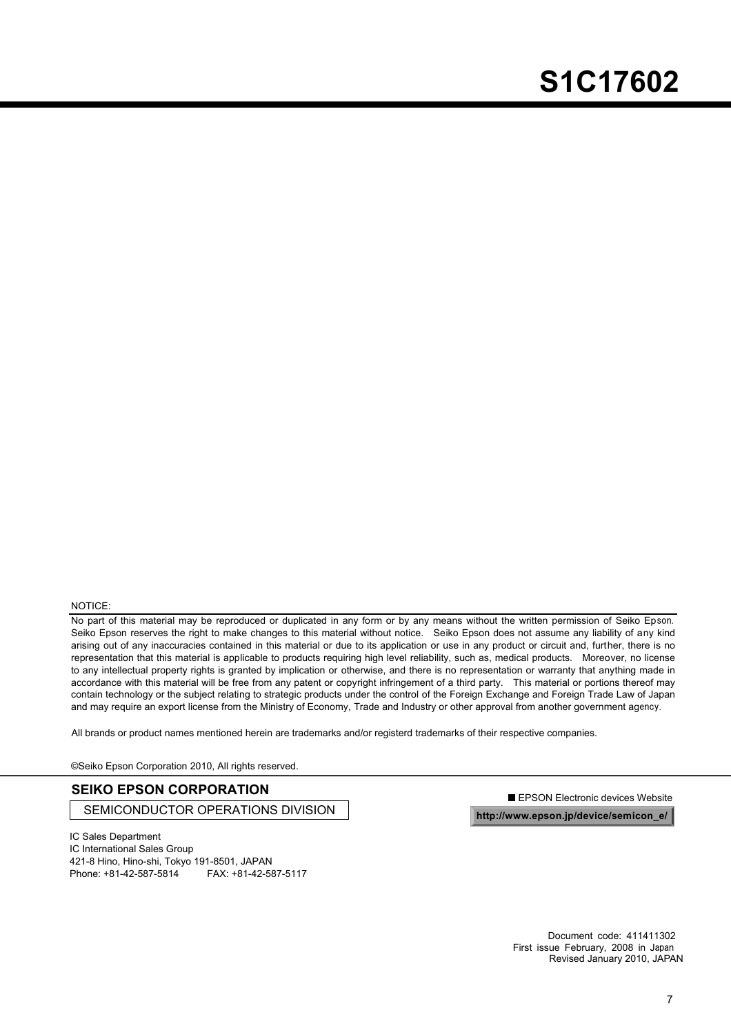# S1C17602

NOTICE:

No part of this material may be reproduced or duplicated in any form or by any means without the written permission of Seiko Epson. Seiko Epson reserves the right to make changes to this material without notice. Seiko Epson does not assume any liability of any kind arising out of any inaccuracies contained in this material or due to its application or use in any product or circuit and, further, there is no representation that this material is applicable to products requiring high level reliability, such as, medical products. Moreover, no license to any intellectual property rights is granted by implication or otherwise, and there is no representation or warranty that anything made in accordance with this material will be free from any patent or copyright infringement of a third party. This material or portions thereof may contain technology or the subject relating to strategic products under the control of the Foreign Exchange and Foreign Trade Law of Japan and may require an export license from the Ministry of Economy, Trade and Industry or other approval from another government agency.

All brands or product names mentioned herein are trademarks and/or registerd trademarks of their respective companies.

©Seiko Epson Corporation 2010, All rights reserved.

**SEIKO EPSON CORPORATION**

SEMICONDUCTOR OPERATIONS DIVISION

IC Sales Department
IC International Sales Group
421-8 Hino, Hino-shi, Tokyo 191-8501, JAPAN
Phone: +81-42-587-5814 FAX: +81-42-587-5117

■ EPSON Electronic devices Website

**http://www.epson.jp/device/semicon_e/**

Document code: 411411302
First issue February, 2008 in Japan
Revised January 2010, JAPAN